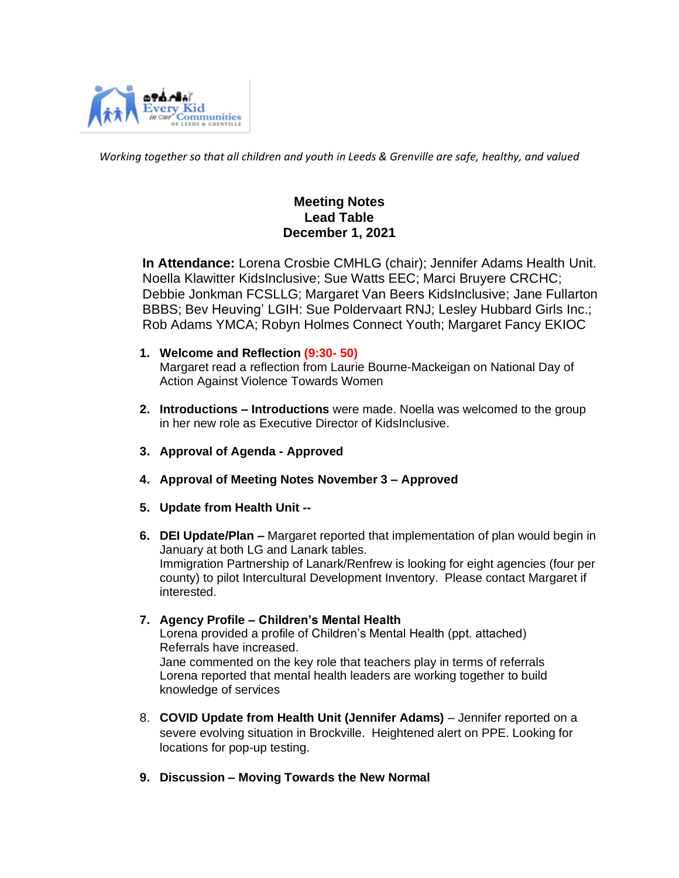*Working together so that all children and youth in Leeds & Grenville are safe, healthy, and valued*

# Meeting Notes
## Lead Table
## December 1, 2021

**In Attendance:** Lorena Crosbie CMHLG (chair); Jennifer Adams Health Unit. Noella Klawitter KidsInclusive; Sue Watts EEC; Marci Bruyere CRCHC; Debbie Jonkman FCSLLG; Margaret Van Beers KidsInclusive; Jane Fullarton BBBS; Bev Heuving' LGIH: Sue Poldervaart RNJ; Lesley Hubbard Girls Inc.; Rob Adams YMCA; Robyn Holmes Connect Youth; Margaret Fancy EKIOC

1. **Welcome and Reflection** **(9:30- 50)**
   Margaret read a reflection from Laurie Bourne-Mackeigan on National Day of Action Against Violence Towards Women

2. **Introductions – Introductions** were made. Noella was welcomed to the group in her new role as Executive Director of KidsInclusive.

3. **Approval of Agenda - Approved**

4. **Approval of Meeting Notes November 3 – Approved**

5. **Update from Health Unit --**

6. **DEI Update/Plan –** Margaret reported that implementation of plan would begin in January at both LG and Lanark tables.
   Immigration Partnership of Lanark/Renfrew is looking for eight agencies (four per county) to pilot Intercultural Development Inventory. Please contact Margaret if interested.

7. **Agency Profile – Children's Mental Health**
   Lorena provided a profile of Children's Mental Health (ppt. attached)
   Referrals have increased.
   Jane commented on the key role that teachers play in terms of referrals
   Lorena reported that mental health leaders are working together to build knowledge of services

8. **COVID Update from Health Unit (Jennifer Adams)** – Jennifer reported on a severe evolving situation in Brockville. Heightened alert on PPE. Looking for locations for pop-up testing.

9. **Discussion – Moving Towards the New Normal**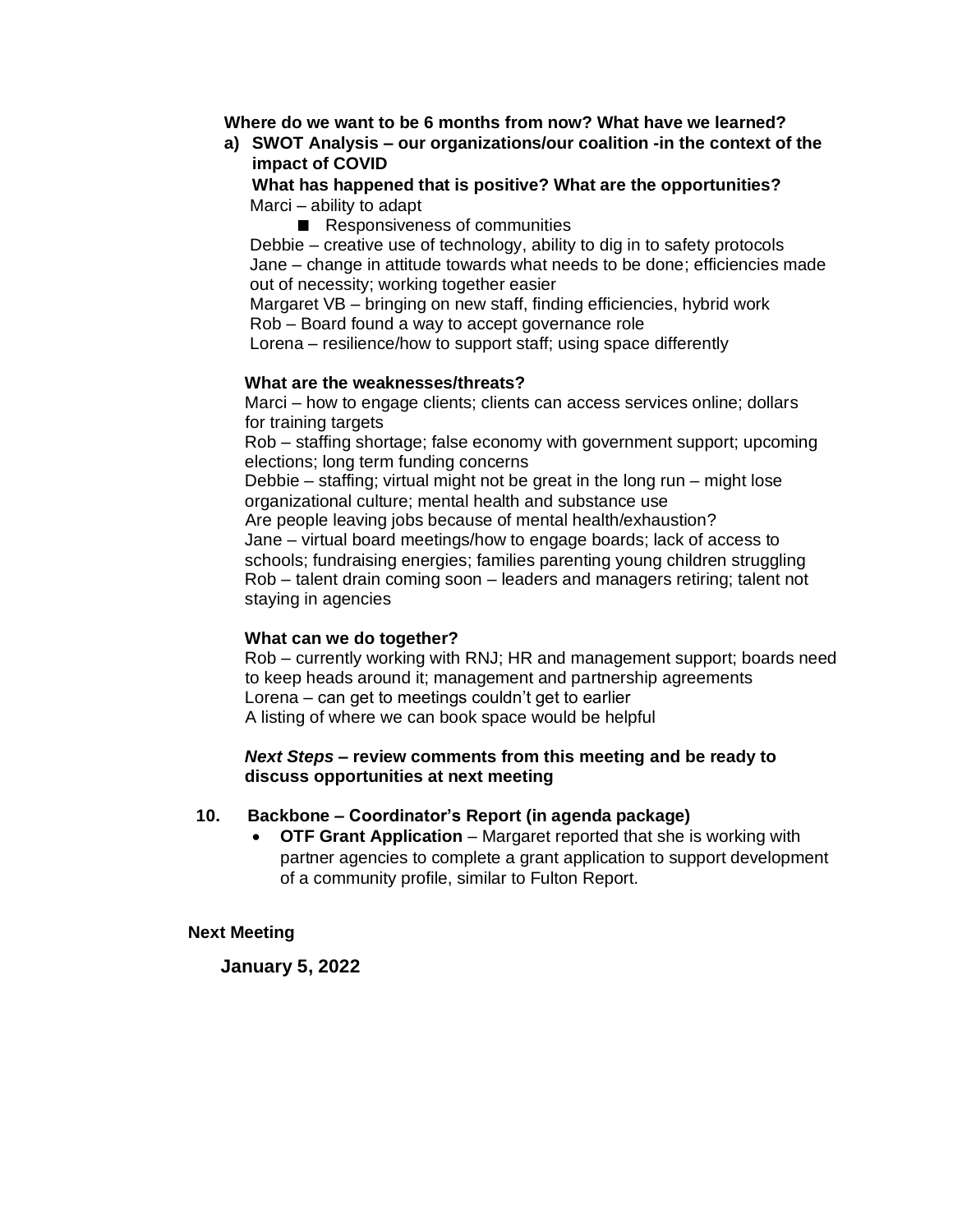**Where do we want to be 6 months from now? What have we learned?**

a) **SWOT Analysis – our organizations/our coalition -in the context of the impact of COVID**

**What has happened that is positive? What are the opportunities?**

Marci – ability to adapt

- Responsiveness of communities

Debbie – creative use of technology, ability to dig in to safety protocols

Jane – change in attitude towards what needs to be done; efficiencies made out of necessity; working together easier

Margaret VB – bringing on new staff, finding efficiencies, hybrid work

Rob – Board found a way to accept governance role

Lorena – resilience/how to support staff; using space differently

**What are the weaknesses/threats?**

Marci – how to engage clients; clients can access services online; dollars for training targets

Rob – staffing shortage; false economy with government support; upcoming elections; long term funding concerns

Debbie – staffing; virtual might not be great in the long run – might lose organizational culture; mental health and substance use

Are people leaving jobs because of mental health/exhaustion?

Jane – virtual board meetings/how to engage boards; lack of access to schools; fundraising energies; families parenting young children struggling

Rob – talent drain coming soon – leaders and managers retiring; talent not staying in agencies

**What can we do together?**

Rob – currently working with RNJ; HR and management support; boards need to keep heads around it; management and partnership agreements

Lorena – can get to meetings couldn't get to earlier

A listing of where we can book space would be helpful

***Next Steps* – review comments from this meeting and be ready to discuss opportunities at next meeting**

**10. Backbone – Coordinator's Report (in agenda package)**

- **OTF Grant Application** – Margaret reported that she is working with partner agencies to complete a grant application to support development of a community profile, similar to Fulton Report.

**Next Meeting**

**January 5, 2022**